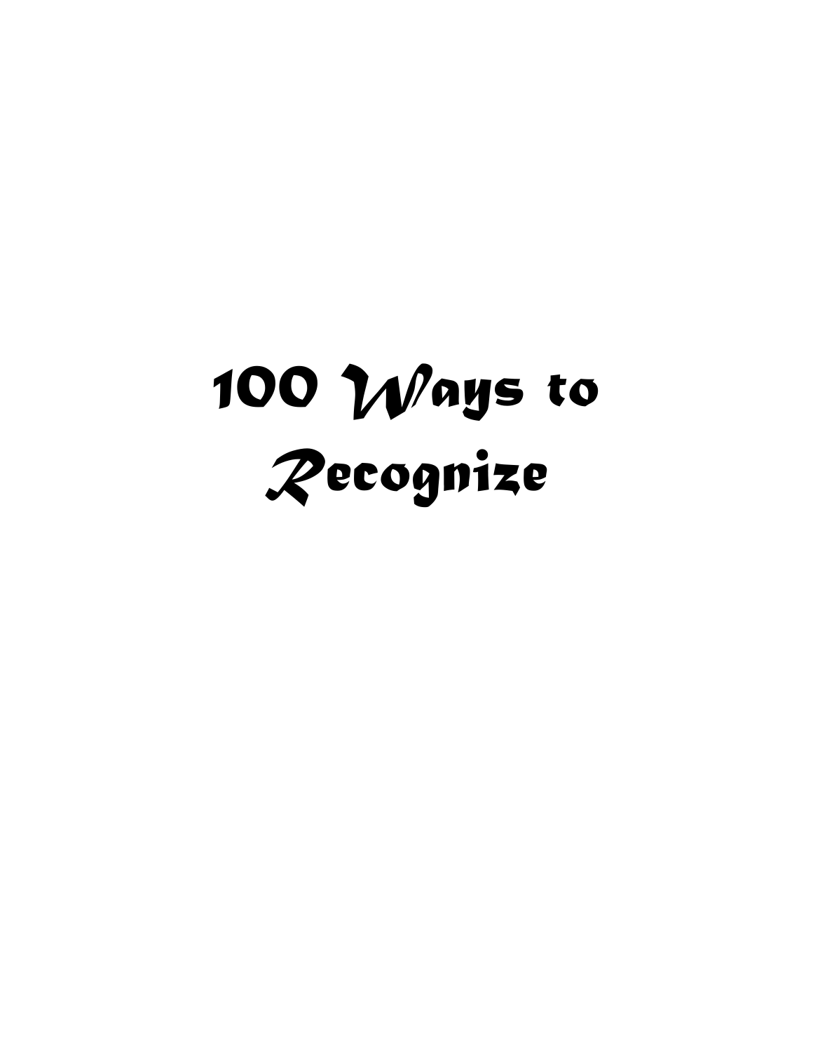# 100 Ways to Recognize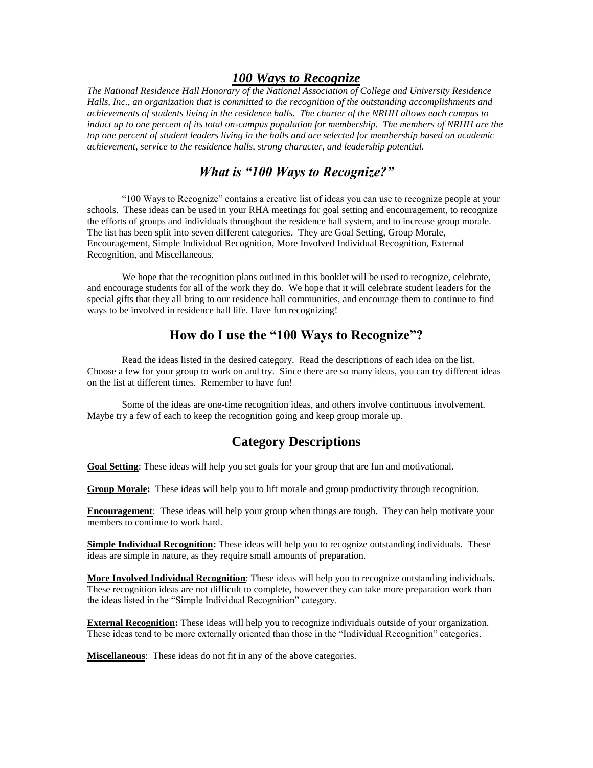# ***100 Ways to Recognize***

*The National Residence Hall Honorary of the National Association of College and University Residence Halls, Inc., an organization that is committed to the recognition of the outstanding accomplishments and achievements of students living in the residence halls. The charter of the NRHH allows each campus to induct up to one percent of its total on-campus population for membership. The members of NRHH are the top one percent of student leaders living in the halls and are selected for membership based on academic achievement, service to the residence halls, strong character, and leadership potential.*

## *What is "100 Ways to Recognize?"*

"100 Ways to Recognize" contains a creative list of ideas you can use to recognize people at your schools. These ideas can be used in your RHA meetings for goal setting and encouragement, to recognize the efforts of groups and individuals throughout the residence hall system, and to increase group morale. The list has been split into seven different categories. They are Goal Setting, Group Morale, Encouragement, Simple Individual Recognition, More Involved Individual Recognition, External Recognition, and Miscellaneous.

We hope that the recognition plans outlined in this booklet will be used to recognize, celebrate, and encourage students for all of the work they do. We hope that it will celebrate student leaders for the special gifts that they all bring to our residence hall communities, and encourage them to continue to find ways to be involved in residence hall life. Have fun recognizing!

## How do I use the "100 Ways to Recognize"?

Read the ideas listed in the desired category. Read the descriptions of each idea on the list. Choose a few for your group to work on and try. Since there are so many ideas, you can try different ideas on the list at different times. Remember to have fun!

Some of the ideas are one-time recognition ideas, and others involve continuous involvement. Maybe try a few of each to keep the recognition going and keep group morale up.

## Category Descriptions

**Goal Setting**: These ideas will help you set goals for your group that are fun and motivational.

**Group Morale:** These ideas will help you to lift morale and group productivity through recognition.

**Encouragement**: These ideas will help your group when things are tough. They can help motivate your members to continue to work hard.

**Simple Individual Recognition:** These ideas will help you to recognize outstanding individuals. These ideas are simple in nature, as they require small amounts of preparation.

**More Involved Individual Recognition**: These ideas will help you to recognize outstanding individuals. These recognition ideas are not difficult to complete, however they can take more preparation work than the ideas listed in the "Simple Individual Recognition" category.

**External Recognition:** These ideas will help you to recognize individuals outside of your organization. These ideas tend to be more externally oriented than those in the "Individual Recognition" categories.

**Miscellaneous**: These ideas do not fit in any of the above categories.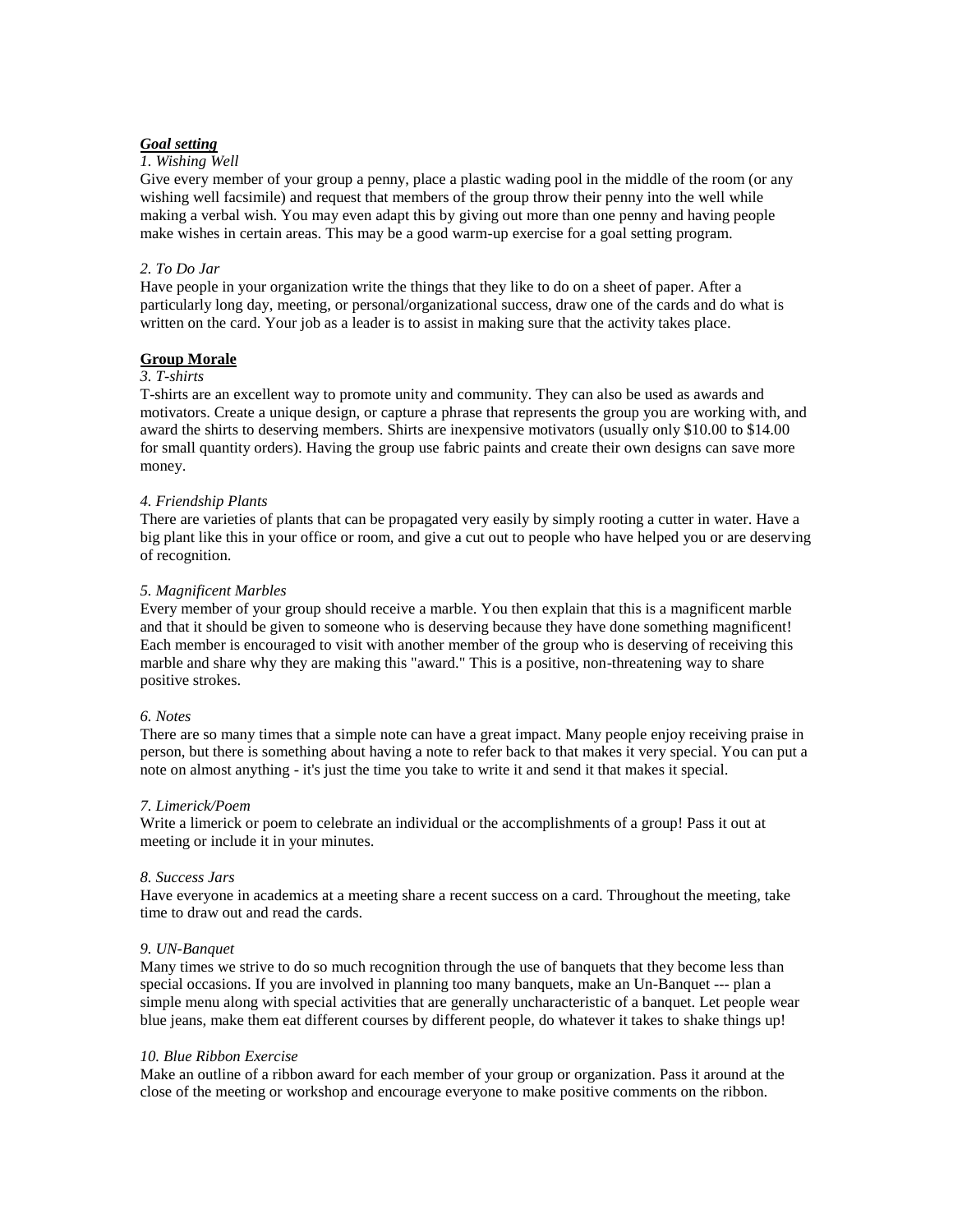***Goal setting***

*1. Wishing Well*

Give every member of your group a penny, place a plastic wading pool in the middle of the room (or any wishing well facsimile) and request that members of the group throw their penny into the well while making a verbal wish. You may even adapt this by giving out more than one penny and having people make wishes in certain areas. This may be a good warm-up exercise for a goal setting program.

*2. To Do Jar*

Have people in your organization write the things that they like to do on a sheet of paper. After a particularly long day, meeting, or personal/organizational success, draw one of the cards and do what is written on the card. Your job as a leader is to assist in making sure that the activity takes place.

**Group Morale**

*3. T-shirts*

T-shirts are an excellent way to promote unity and community. They can also be used as awards and motivators. Create a unique design, or capture a phrase that represents the group you are working with, and award the shirts to deserving members. Shirts are inexpensive motivators (usually only $10.00 to $14.00 for small quantity orders). Having the group use fabric paints and create their own designs can save more money.

*4. Friendship Plants*

There are varieties of plants that can be propagated very easily by simply rooting a cutter in water. Have a big plant like this in your office or room, and give a cut out to people who have helped you or are deserving of recognition.

*5. Magnificent Marbles*

Every member of your group should receive a marble. You then explain that this is a magnificent marble and that it should be given to someone who is deserving because they have done something magnificent! Each member is encouraged to visit with another member of the group who is deserving of receiving this marble and share why they are making this "award." This is a positive, non-threatening way to share positive strokes.

*6. Notes*

There are so many times that a simple note can have a great impact. Many people enjoy receiving praise in person, but there is something about having a note to refer back to that makes it very special. You can put a note on almost anything - it's just the time you take to write it and send it that makes it special.

*7. Limerick/Poem*

Write a limerick or poem to celebrate an individual or the accomplishments of a group! Pass it out at meeting or include it in your minutes.

*8. Success Jars*

Have everyone in academics at a meeting share a recent success on a card. Throughout the meeting, take time to draw out and read the cards.

*9. UN-Banquet*

Many times we strive to do so much recognition through the use of banquets that they become less than special occasions. If you are involved in planning too many banquets, make an Un-Banquet --- plan a simple menu along with special activities that are generally uncharacteristic of a banquet. Let people wear blue jeans, make them eat different courses by different people, do whatever it takes to shake things up!

*10. Blue Ribbon Exercise*

Make an outline of a ribbon award for each member of your group or organization. Pass it around at the close of the meeting or workshop and encourage everyone to make positive comments on the ribbon.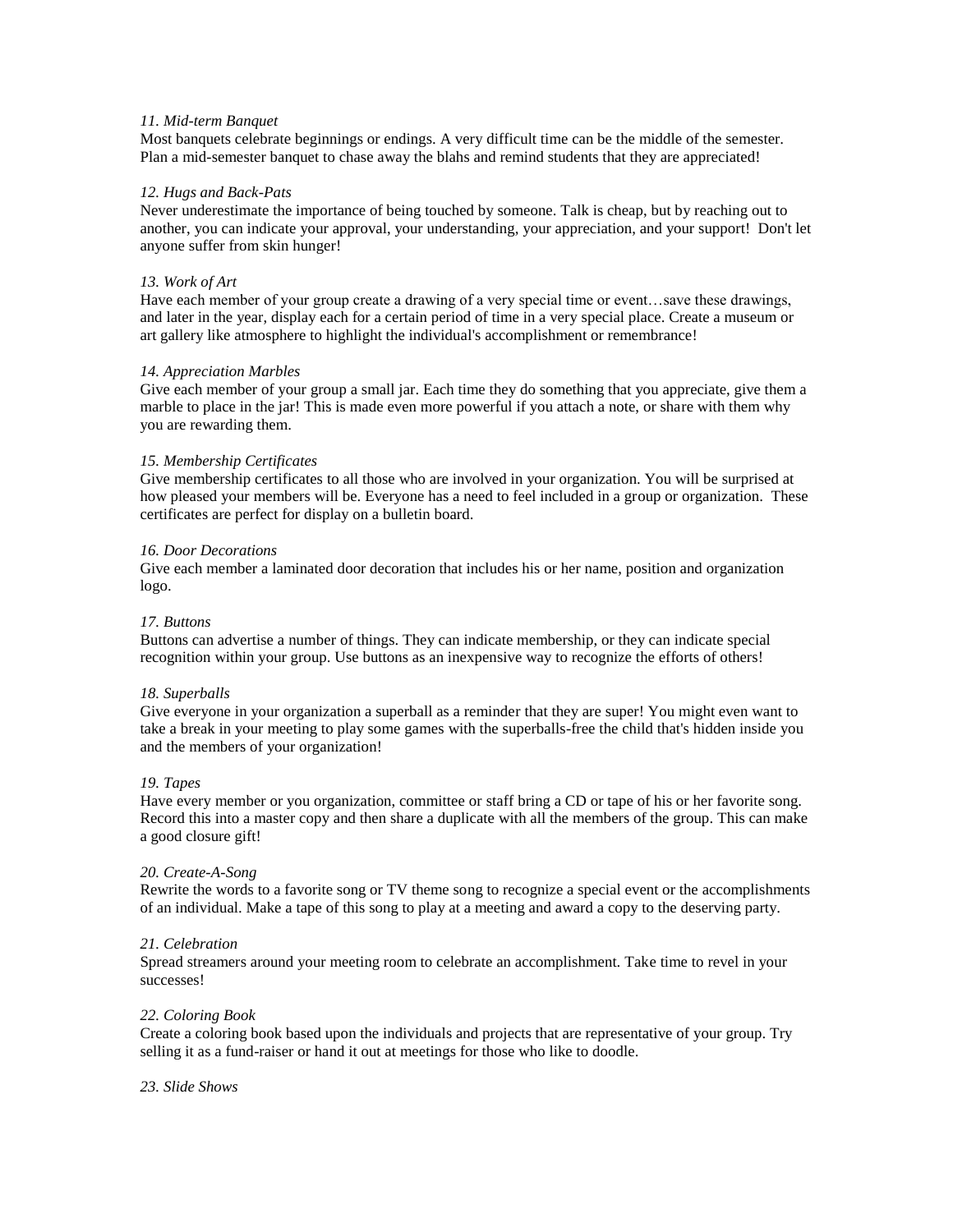*11. Mid-term Banquet*

Most banquets celebrate beginnings or endings. A very difficult time can be the middle of the semester. Plan a mid-semester banquet to chase away the blahs and remind students that they are appreciated!

*12. Hugs and Back-Pats*

Never underestimate the importance of being touched by someone. Talk is cheap, but by reaching out to another, you can indicate your approval, your understanding, your appreciation, and your support! Don't let anyone suffer from skin hunger!

*13. Work of Art*

Have each member of your group create a drawing of a very special time or event…save these drawings, and later in the year, display each for a certain period of time in a very special place. Create a museum or art gallery like atmosphere to highlight the individual's accomplishment or remembrance!

*14. Appreciation Marbles*

Give each member of your group a small jar. Each time they do something that you appreciate, give them a marble to place in the jar! This is made even more powerful if you attach a note, or share with them why you are rewarding them.

*15. Membership Certificates*

Give membership certificates to all those who are involved in your organization. You will be surprised at how pleased your members will be. Everyone has a need to feel included in a group or organization. These certificates are perfect for display on a bulletin board.

*16. Door Decorations*

Give each member a laminated door decoration that includes his or her name, position and organization logo.

*17. Buttons*

Buttons can advertise a number of things. They can indicate membership, or they can indicate special recognition within your group. Use buttons as an inexpensive way to recognize the efforts of others!

*18. Superballs*

Give everyone in your organization a superball as a reminder that they are super! You might even want to take a break in your meeting to play some games with the superballs-free the child that's hidden inside you and the members of your organization!

*19. Tapes*

Have every member or you organization, committee or staff bring a CD or tape of his or her favorite song. Record this into a master copy and then share a duplicate with all the members of the group. This can make a good closure gift!

*20. Create-A-Song*

Rewrite the words to a favorite song or TV theme song to recognize a special event or the accomplishments of an individual. Make a tape of this song to play at a meeting and award a copy to the deserving party.

*21. Celebration*

Spread streamers around your meeting room to celebrate an accomplishment. Take time to revel in your successes!

*22. Coloring Book*

Create a coloring book based upon the individuals and projects that are representative of your group. Try selling it as a fund-raiser or hand it out at meetings for those who like to doodle.

*23. Slide Shows*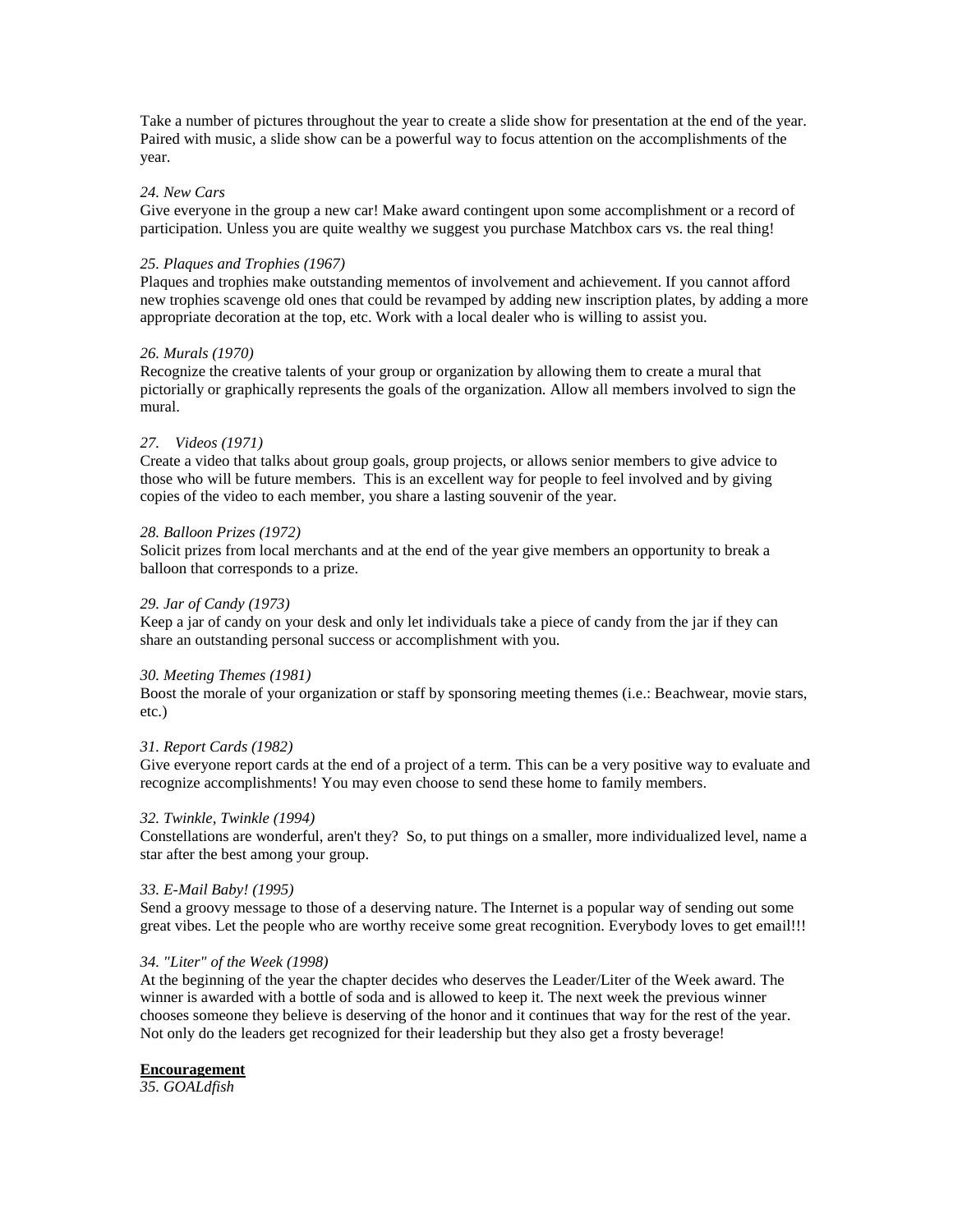Take a number of pictures throughout the year to create a slide show for presentation at the end of the year. Paired with music, a slide show can be a powerful way to focus attention on the accomplishments of the year.

*24. New Cars*
Give everyone in the group a new car! Make award contingent upon some accomplishment or a record of participation. Unless you are quite wealthy we suggest you purchase Matchbox cars vs. the real thing!

*25. Plaques and Trophies (1967)*
Plaques and trophies make outstanding mementos of involvement and achievement. If you cannot afford new trophies scavenge old ones that could be revamped by adding new inscription plates, by adding a more appropriate decoration at the top, etc. Work with a local dealer who is willing to assist you.

*26. Murals (1970)*
Recognize the creative talents of your group or organization by allowing them to create a mural that pictorially or graphically represents the goals of the organization. Allow all members involved to sign the mural.

*27. Videos (1971)*
Create a video that talks about group goals, group projects, or allows senior members to give advice to those who will be future members. This is an excellent way for people to feel involved and by giving copies of the video to each member, you share a lasting souvenir of the year.

*28. Balloon Prizes (1972)*
Solicit prizes from local merchants and at the end of the year give members an opportunity to break a balloon that corresponds to a prize.

*29. Jar of Candy (1973)*
Keep a jar of candy on your desk and only let individuals take a piece of candy from the jar if they can share an outstanding personal success or accomplishment with you.

*30. Meeting Themes (1981)*
Boost the morale of your organization or staff by sponsoring meeting themes (i.e.: Beachwear, movie stars, etc.)

*31. Report Cards (1982)*
Give everyone report cards at the end of a project of a term. This can be a very positive way to evaluate and recognize accomplishments! You may even choose to send these home to family members.

*32. Twinkle, Twinkle (1994)*
Constellations are wonderful, aren't they? So, to put things on a smaller, more individualized level, name a star after the best among your group.

*33. E-Mail Baby! (1995)*
Send a groovy message to those of a deserving nature. The Internet is a popular way of sending out some great vibes. Let the people who are worthy receive some great recognition. Everybody loves to get email!!!

*34. "Liter" of the Week (1998)*
At the beginning of the year the chapter decides who deserves the Leader/Liter of the Week award. The winner is awarded with a bottle of soda and is allowed to keep it. The next week the previous winner chooses someone they believe is deserving of the honor and it continues that way for the rest of the year. Not only do the leaders get recognized for their leadership but they also get a frosty beverage!

**Encouragement**

*35. GOALdfish*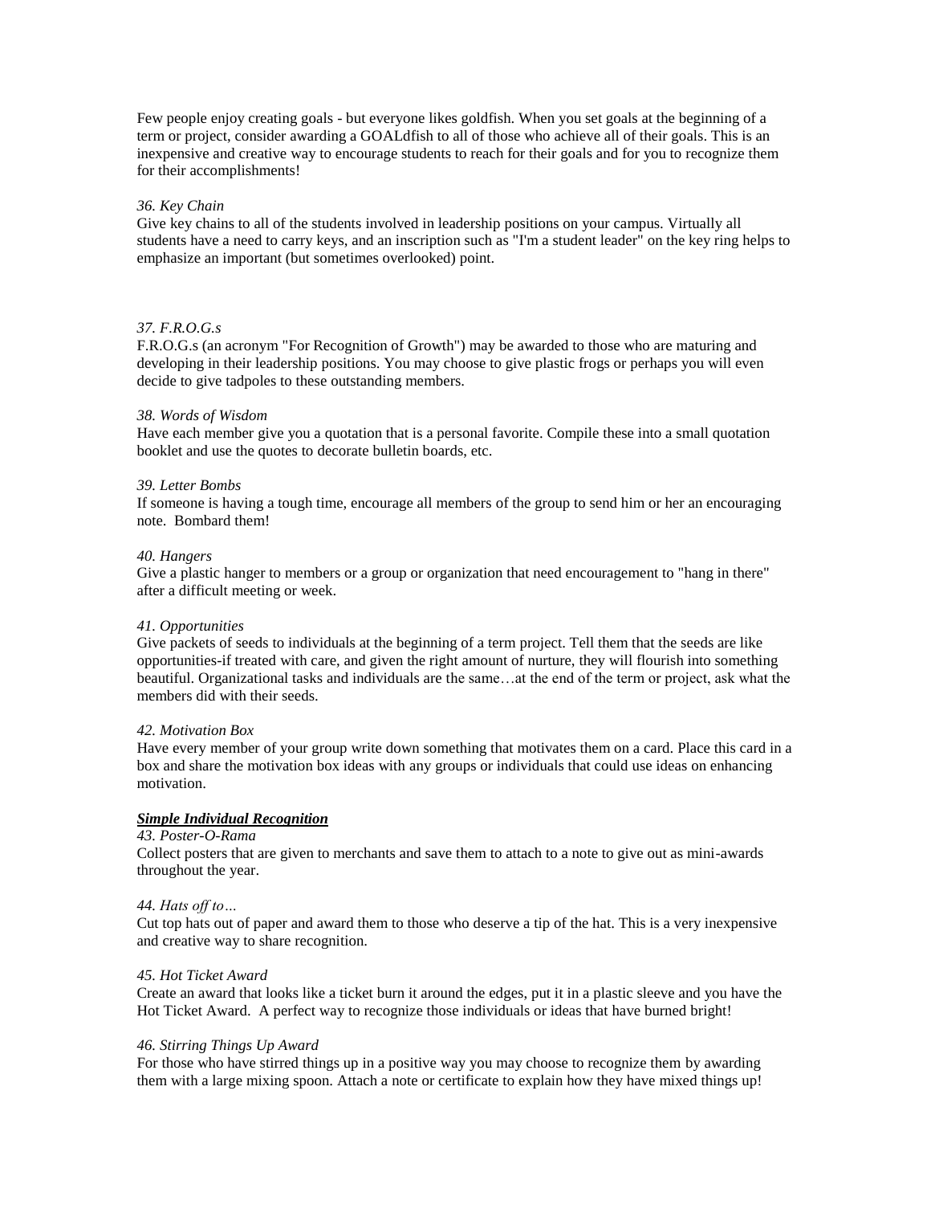Few people enjoy creating goals - but everyone likes goldfish. When you set goals at the beginning of a term or project, consider awarding a GOALdfish to all of those who achieve all of their goals. This is an inexpensive and creative way to encourage students to reach for their goals and for you to recognize them for their accomplishments!

*36. Key Chain*
Give key chains to all of the students involved in leadership positions on your campus. Virtually all students have a need to carry keys, and an inscription such as "I'm a student leader" on the key ring helps to emphasize an important (but sometimes overlooked) point.

*37. F.R.O.G.s*
F.R.O.G.s (an acronym "For Recognition of Growth") may be awarded to those who are maturing and developing in their leadership positions. You may choose to give plastic frogs or perhaps you will even decide to give tadpoles to these outstanding members.

*38. Words of Wisdom*
Have each member give you a quotation that is a personal favorite. Compile these into a small quotation booklet and use the quotes to decorate bulletin boards, etc.

*39. Letter Bombs*
If someone is having a tough time, encourage all members of the group to send him or her an encouraging note. Bombard them!

*40. Hangers*
Give a plastic hanger to members or a group or organization that need encouragement to "hang in there" after a difficult meeting or week.

*41. Opportunities*
Give packets of seeds to individuals at the beginning of a term project. Tell them that the seeds are like opportunities-if treated with care, and given the right amount of nurture, they will flourish into something beautiful. Organizational tasks and individuals are the same…at the end of the term or project, ask what the members did with their seeds.

*42. Motivation Box*
Have every member of your group write down something that motivates them on a card. Place this card in a box and share the motivation box ideas with any groups or individuals that could use ideas on enhancing motivation.

***Simple Individual Recognition***

*43. Poster-O-Rama*
Collect posters that are given to merchants and save them to attach to a note to give out as mini-awards throughout the year.

*44. Hats off to…*
Cut top hats out of paper and award them to those who deserve a tip of the hat. This is a very inexpensive and creative way to share recognition.

*45. Hot Ticket Award*
Create an award that looks like a ticket burn it around the edges, put it in a plastic sleeve and you have the Hot Ticket Award. A perfect way to recognize those individuals or ideas that have burned bright!

*46. Stirring Things Up Award*
For those who have stirred things up in a positive way you may choose to recognize them by awarding them with a large mixing spoon. Attach a note or certificate to explain how they have mixed things up!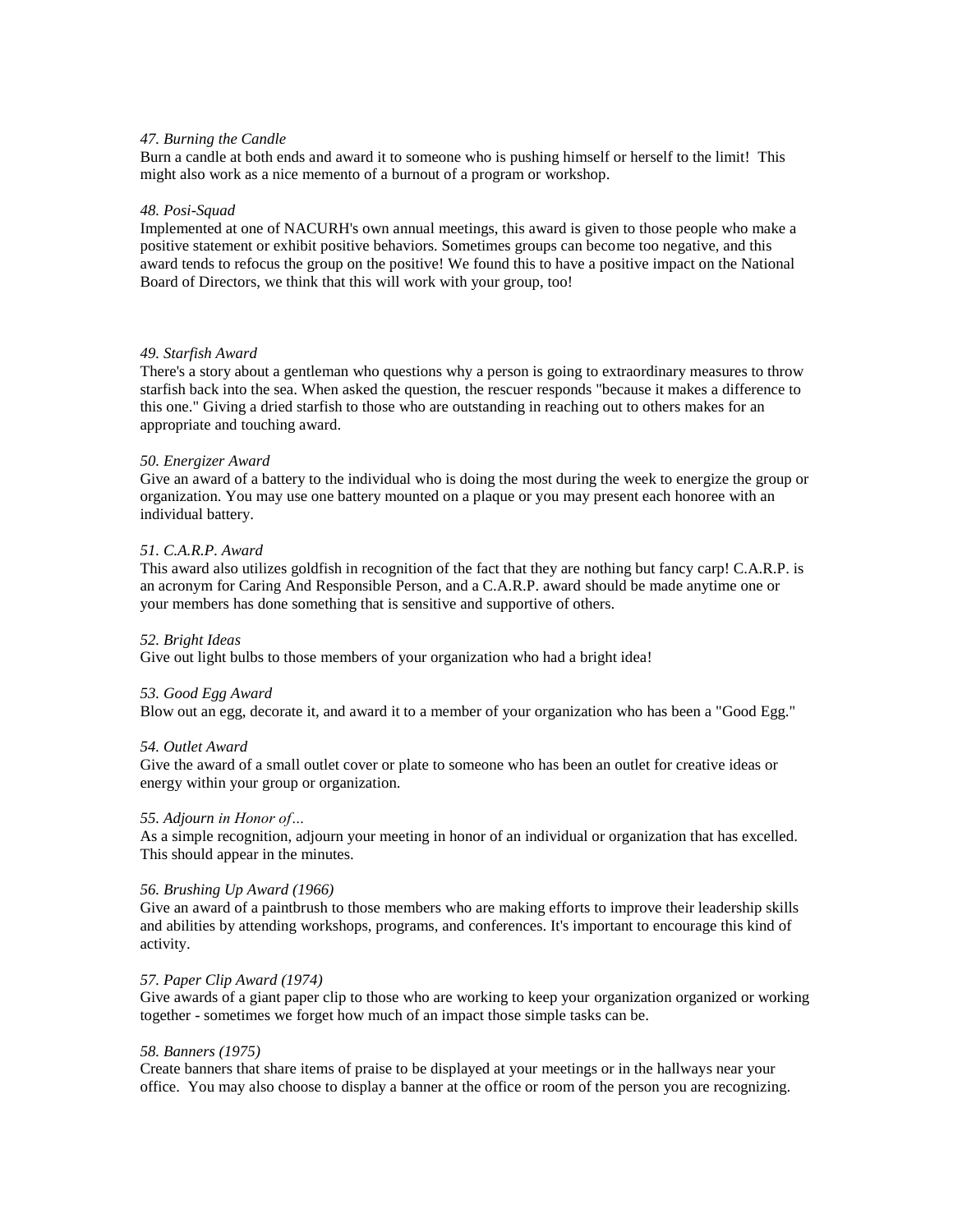*47. Burning the Candle*
Burn a candle at both ends and award it to someone who is pushing himself or herself to the limit! This might also work as a nice memento of a burnout of a program or workshop.

*48. Posi-Squad*
Implemented at one of NACURH's own annual meetings, this award is given to those people who make a positive statement or exhibit positive behaviors. Sometimes groups can become too negative, and this award tends to refocus the group on the positive! We found this to have a positive impact on the National Board of Directors, we think that this will work with your group, too!

*49. Starfish Award*
There's a story about a gentleman who questions why a person is going to extraordinary measures to throw starfish back into the sea. When asked the question, the rescuer responds "because it makes a difference to this one." Giving a dried starfish to those who are outstanding in reaching out to others makes for an appropriate and touching award.

*50. Energizer Award*
Give an award of a battery to the individual who is doing the most during the week to energize the group or organization. You may use one battery mounted on a plaque or you may present each honoree with an individual battery.

*51. C.A.R.P. Award*
This award also utilizes goldfish in recognition of the fact that they are nothing but fancy carp! C.A.R.P. is an acronym for Caring And Responsible Person, and a C.A.R.P. award should be made anytime one or your members has done something that is sensitive and supportive of others.

*52. Bright Ideas*
Give out light bulbs to those members of your organization who had a bright idea!

*53. Good Egg Award*
Blow out an egg, decorate it, and award it to a member of your organization who has been a "Good Egg."

*54. Outlet Award*
Give the award of a small outlet cover or plate to someone who has been an outlet for creative ideas or energy within your group or organization.

*55. Adjourn in Honor of…*
As a simple recognition, adjourn your meeting in honor of an individual or organization that has excelled. This should appear in the minutes.

*56. Brushing Up Award (1966)*
Give an award of a paintbrush to those members who are making efforts to improve their leadership skills and abilities by attending workshops, programs, and conferences. It's important to encourage this kind of activity.

*57. Paper Clip Award (1974)*
Give awards of a giant paper clip to those who are working to keep your organization organized or working together - sometimes we forget how much of an impact those simple tasks can be.

*58. Banners (1975)*
Create banners that share items of praise to be displayed at your meetings or in the hallways near your office. You may also choose to display a banner at the office or room of the person you are recognizing.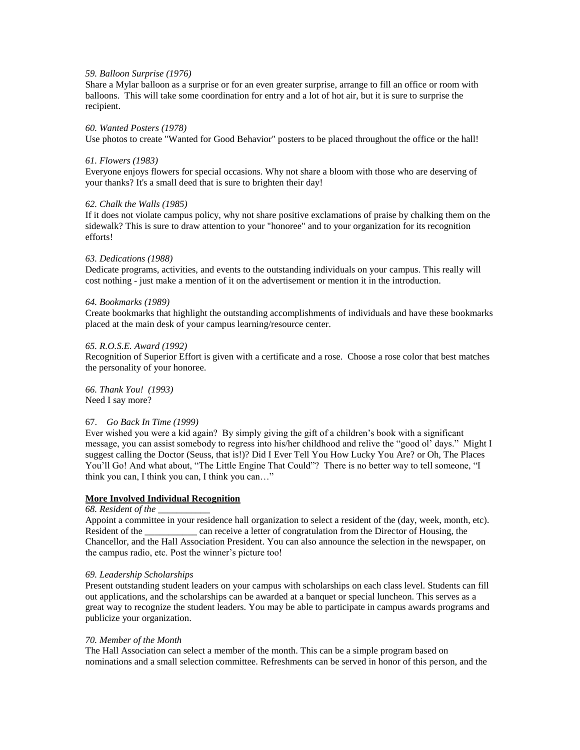*59. Balloon Surprise (1976)*
Share a Mylar balloon as a surprise or for an even greater surprise, arrange to fill an office or room with balloons. This will take some coordination for entry and a lot of hot air, but it is sure to surprise the recipient.

*60. Wanted Posters (1978)*
Use photos to create "Wanted for Good Behavior" posters to be placed throughout the office or the hall!

*61. Flowers (1983)*
Everyone enjoys flowers for special occasions. Why not share a bloom with those who are deserving of your thanks? It's a small deed that is sure to brighten their day!

*62. Chalk the Walls (1985)*
If it does not violate campus policy, why not share positive exclamations of praise by chalking them on the sidewalk? This is sure to draw attention to your "honoree" and to your organization for its recognition efforts!

*63. Dedications (1988)*
Dedicate programs, activities, and events to the outstanding individuals on your campus. This really will cost nothing - just make a mention of it on the advertisement or mention it in the introduction.

*64. Bookmarks (1989)*
Create bookmarks that highlight the outstanding accomplishments of individuals and have these bookmarks placed at the main desk of your campus learning/resource center.

*65. R.O.S.E. Award (1992)*
Recognition of Superior Effort is given with a certificate and a rose. Choose a rose color that best matches the personality of your honoree.

*66. Thank You! (1993)*
Need I say more?

67. *Go Back In Time (1999)*
Ever wished you were a kid again? By simply giving the gift of a children's book with a significant message, you can assist somebody to regress into his/her childhood and relive the "good ol' days." Might I suggest calling the Doctor (Seuss, that is!)? Did I Ever Tell You How Lucky You Are? or Oh, The Places You'll Go! And what about, "The Little Engine That Could"? There is no better way to tell someone, "I think you can, I think you can, I think you can…"

**<u>More Involved Individual Recognition</u>**

*68. Resident of the ___________*
Appoint a committee in your residence hall organization to select a resident of the (day, week, month, etc). Resident of the ___________ can receive a letter of congratulation from the Director of Housing, the Chancellor, and the Hall Association President. You can also announce the selection in the newspaper, on the campus radio, etc. Post the winner's picture too!

*69. Leadership Scholarships*
Present outstanding student leaders on your campus with scholarships on each class level. Students can fill out applications, and the scholarships can be awarded at a banquet or special luncheon. This serves as a great way to recognize the student leaders. You may be able to participate in campus awards programs and publicize your organization.

*70. Member of the Month*
The Hall Association can select a member of the month. This can be a simple program based on nominations and a small selection committee. Refreshments can be served in honor of this person, and the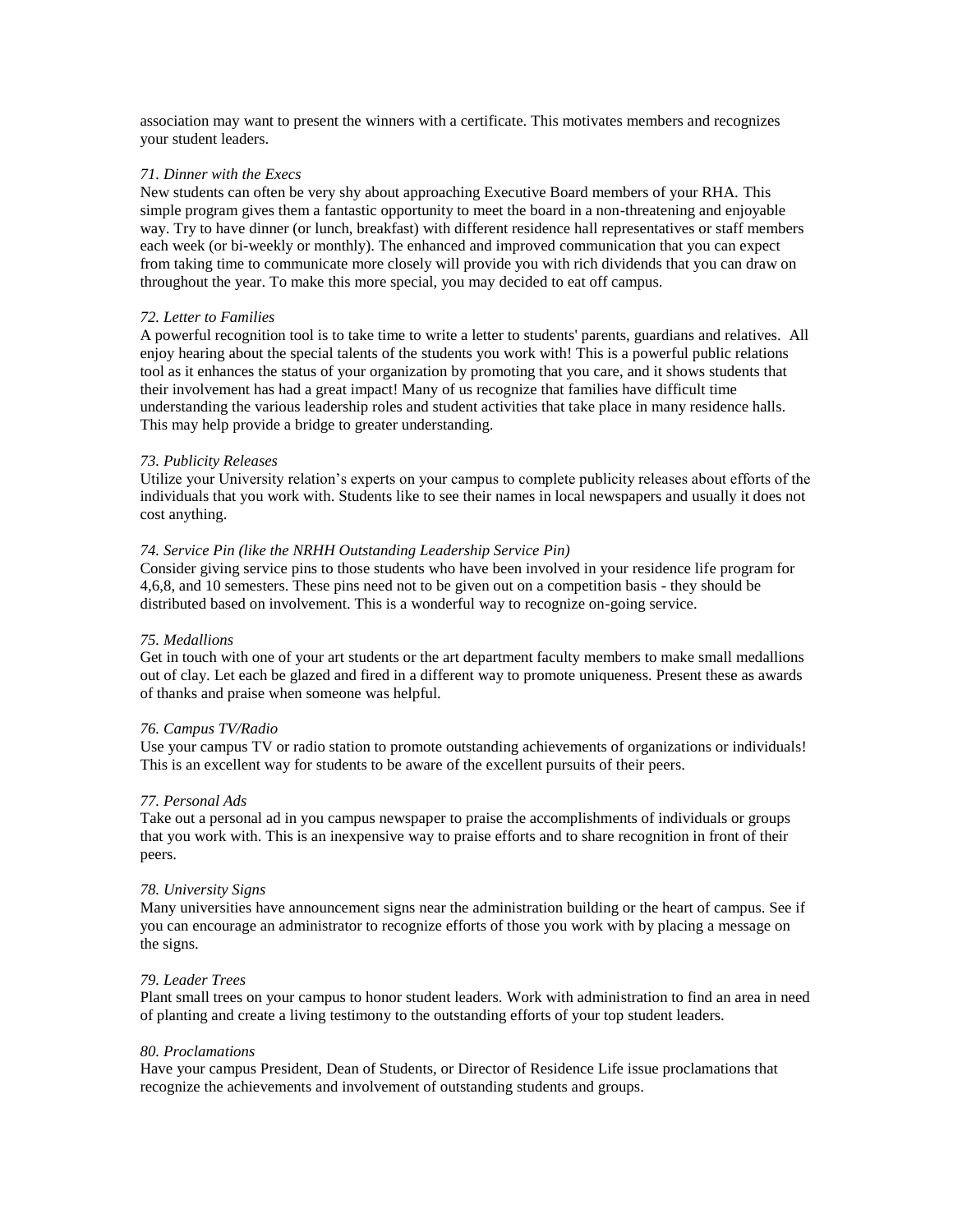association may want to present the winners with a certificate. This motivates members and recognizes your student leaders.

*71. Dinner with the Execs*

New students can often be very shy about approaching Executive Board members of your RHA. This simple program gives them a fantastic opportunity to meet the board in a non-threatening and enjoyable way. Try to have dinner (or lunch, breakfast) with different residence hall representatives or staff members each week (or bi-weekly or monthly). The enhanced and improved communication that you can expect from taking time to communicate more closely will provide you with rich dividends that you can draw on throughout the year. To make this more special, you may decided to eat off campus.

*72. Letter to Families*

A powerful recognition tool is to take time to write a letter to students' parents, guardians and relatives. All enjoy hearing about the special talents of the students you work with! This is a powerful public relations tool as it enhances the status of your organization by promoting that you care, and it shows students that their involvement has had a great impact! Many of us recognize that families have difficult time understanding the various leadership roles and student activities that take place in many residence halls. This may help provide a bridge to greater understanding.

*73. Publicity Releases*

Utilize your University relation's experts on your campus to complete publicity releases about efforts of the individuals that you work with. Students like to see their names in local newspapers and usually it does not cost anything.

*74. Service Pin (like the NRHH Outstanding Leadership Service Pin)*

Consider giving service pins to those students who have been involved in your residence life program for 4,6,8, and 10 semesters. These pins need not to be given out on a competition basis - they should be distributed based on involvement. This is a wonderful way to recognize on-going service.

*75. Medallions*

Get in touch with one of your art students or the art department faculty members to make small medallions out of clay. Let each be glazed and fired in a different way to promote uniqueness. Present these as awards of thanks and praise when someone was helpful.

*76. Campus TV/Radio*

Use your campus TV or radio station to promote outstanding achievements of organizations or individuals! This is an excellent way for students to be aware of the excellent pursuits of their peers.

*77. Personal Ads*

Take out a personal ad in you campus newspaper to praise the accomplishments of individuals or groups that you work with. This is an inexpensive way to praise efforts and to share recognition in front of their peers.

*78. University Signs*

Many universities have announcement signs near the administration building or the heart of campus. See if you can encourage an administrator to recognize efforts of those you work with by placing a message on the signs.

*79. Leader Trees*

Plant small trees on your campus to honor student leaders. Work with administration to find an area in need of planting and create a living testimony to the outstanding efforts of your top student leaders.

*80. Proclamations*

Have your campus President, Dean of Students, or Director of Residence Life issue proclamations that recognize the achievements and involvement of outstanding students and groups.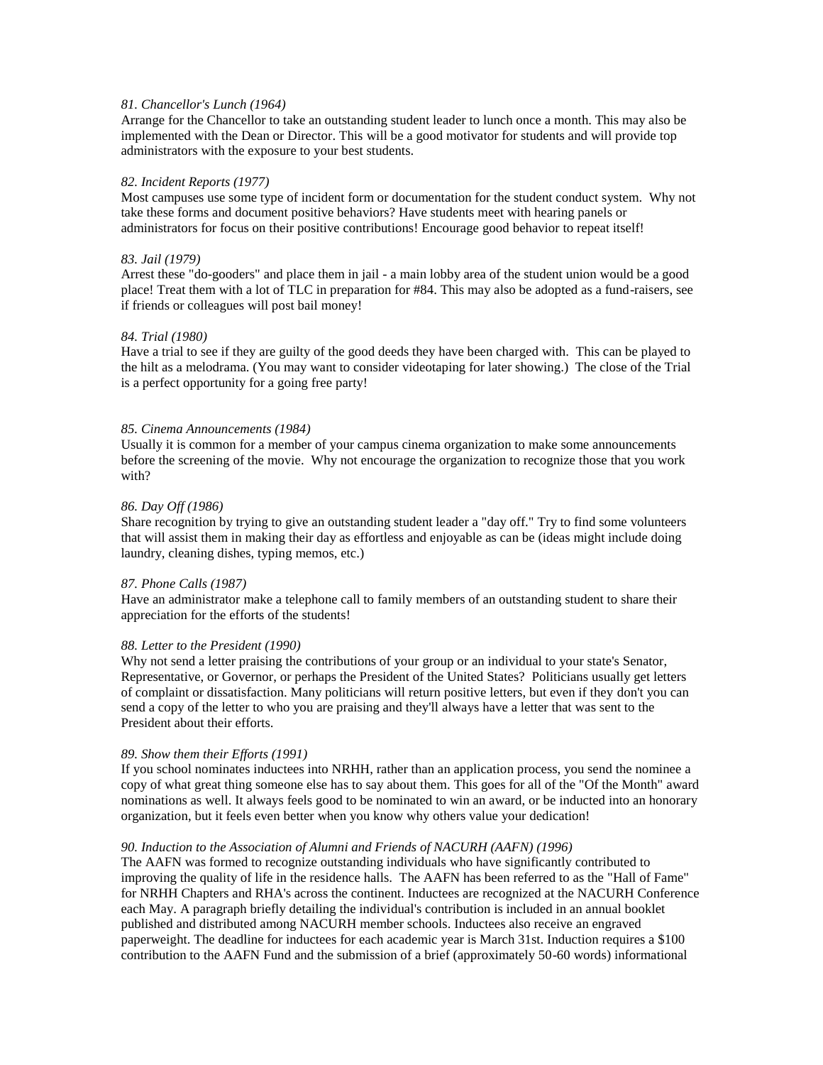*81. Chancellor's Lunch (1964)*
Arrange for the Chancellor to take an outstanding student leader to lunch once a month. This may also be implemented with the Dean or Director. This will be a good motivator for students and will provide top administrators with the exposure to your best students.

*82. Incident Reports (1977)*
Most campuses use some type of incident form or documentation for the student conduct system. Why not take these forms and document positive behaviors? Have students meet with hearing panels or administrators for focus on their positive contributions! Encourage good behavior to repeat itself!

*83. Jail (1979)*
Arrest these "do-gooders" and place them in jail - a main lobby area of the student union would be a good place! Treat them with a lot of TLC in preparation for #84. This may also be adopted as a fund-raisers, see if friends or colleagues will post bail money!

*84. Trial (1980)*
Have a trial to see if they are guilty of the good deeds they have been charged with. This can be played to the hilt as a melodrama. (You may want to consider videotaping for later showing.) The close of the Trial is a perfect opportunity for a going free party!

*85. Cinema Announcements (1984)*
Usually it is common for a member of your campus cinema organization to make some announcements before the screening of the movie. Why not encourage the organization to recognize those that you work with?

*86. Day Off (1986)*
Share recognition by trying to give an outstanding student leader a "day off." Try to find some volunteers that will assist them in making their day as effortless and enjoyable as can be (ideas might include doing laundry, cleaning dishes, typing memos, etc.)

*87. Phone Calls (1987)*
Have an administrator make a telephone call to family members of an outstanding student to share their appreciation for the efforts of the students!

*88. Letter to the President (1990)*
Why not send a letter praising the contributions of your group or an individual to your state's Senator, Representative, or Governor, or perhaps the President of the United States? Politicians usually get letters of complaint or dissatisfaction. Many politicians will return positive letters, but even if they don't you can send a copy of the letter to who you are praising and they'll always have a letter that was sent to the President about their efforts.

*89. Show them their Efforts (1991)*
If you school nominates inductees into NRHH, rather than an application process, you send the nominee a copy of what great thing someone else has to say about them. This goes for all of the "Of the Month" award nominations as well. It always feels good to be nominated to win an award, or be inducted into an honorary organization, but it feels even better when you know why others value your dedication!

*90. Induction to the Association of Alumni and Friends of NACURH (AAFN) (1996)*
The AAFN was formed to recognize outstanding individuals who have significantly contributed to improving the quality of life in the residence halls. The AAFN has been referred to as the "Hall of Fame" for NRHH Chapters and RHA's across the continent. Inductees are recognized at the NACURH Conference each May. A paragraph briefly detailing the individual's contribution is included in an annual booklet published and distributed among NACURH member schools. Inductees also receive an engraved paperweight. The deadline for inductees for each academic year is March 31st. Induction requires a $100 contribution to the AAFN Fund and the submission of a brief (approximately 50-60 words) informational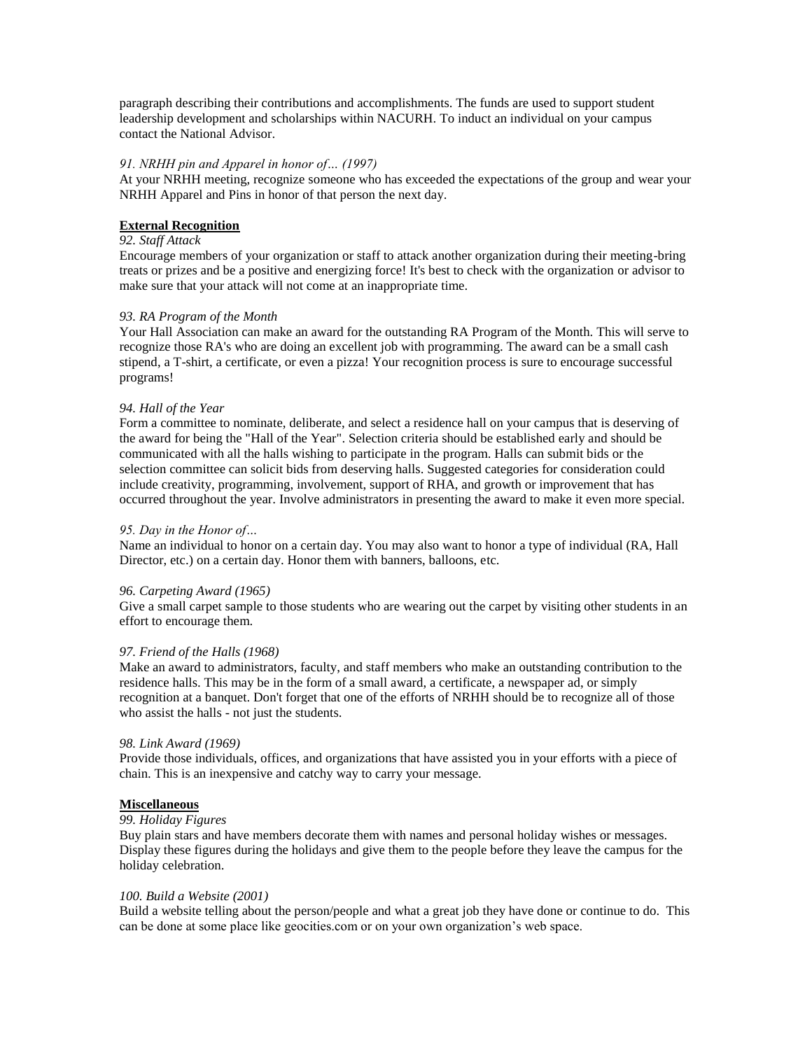paragraph describing their contributions and accomplishments. The funds are used to support student leadership development and scholarships within NACURH. To induct an individual on your campus contact the National Advisor.

*91. NRHH pin and Apparel in honor of… (1997)*
At your NRHH meeting, recognize someone who has exceeded the expectations of the group and wear your NRHH Apparel and Pins in honor of that person the next day.

**External Recognition**

*92. Staff Attack*
Encourage members of your organization or staff to attack another organization during their meeting-bring treats or prizes and be a positive and energizing force! It's best to check with the organization or advisor to make sure that your attack will not come at an inappropriate time.

*93. RA Program of the Month*
Your Hall Association can make an award for the outstanding RA Program of the Month. This will serve to recognize those RA's who are doing an excellent job with programming. The award can be a small cash stipend, a T-shirt, a certificate, or even a pizza! Your recognition process is sure to encourage successful programs!

*94. Hall of the Year*
Form a committee to nominate, deliberate, and select a residence hall on your campus that is deserving of the award for being the "Hall of the Year". Selection criteria should be established early and should be communicated with all the halls wishing to participate in the program. Halls can submit bids or the selection committee can solicit bids from deserving halls. Suggested categories for consideration could include creativity, programming, involvement, support of RHA, and growth or improvement that has occurred throughout the year. Involve administrators in presenting the award to make it even more special.

*95. Day in the Honor of…*
Name an individual to honor on a certain day. You may also want to honor a type of individual (RA, Hall Director, etc.) on a certain day. Honor them with banners, balloons, etc.

*96. Carpeting Award (1965)*
Give a small carpet sample to those students who are wearing out the carpet by visiting other students in an effort to encourage them.

*97. Friend of the Halls (1968)*
Make an award to administrators, faculty, and staff members who make an outstanding contribution to the residence halls. This may be in the form of a small award, a certificate, a newspaper ad, or simply recognition at a banquet. Don't forget that one of the efforts of NRHH should be to recognize all of those who assist the halls - not just the students.

*98. Link Award (1969)*
Provide those individuals, offices, and organizations that have assisted you in your efforts with a piece of chain. This is an inexpensive and catchy way to carry your message.

**Miscellaneous**

*99. Holiday Figures*
Buy plain stars and have members decorate them with names and personal holiday wishes or messages. Display these figures during the holidays and give them to the people before they leave the campus for the holiday celebration.

*100. Build a Website (2001)*
Build a website telling about the person/people and what a great job they have done or continue to do. This can be done at some place like geocities.com or on your own organization's web space.